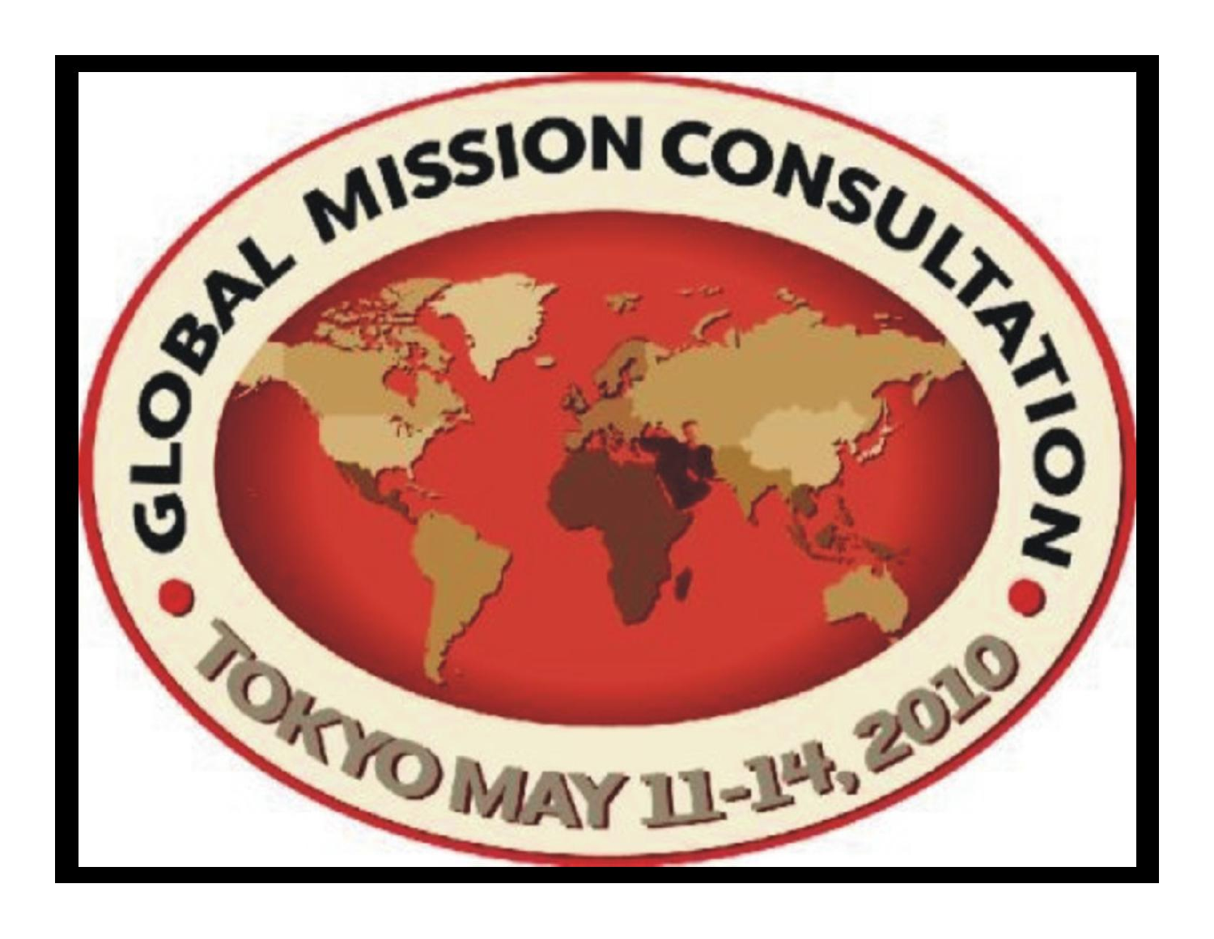# GLOBAL MISSION CONSULTATION

TOKYO MAY 11-14, 2010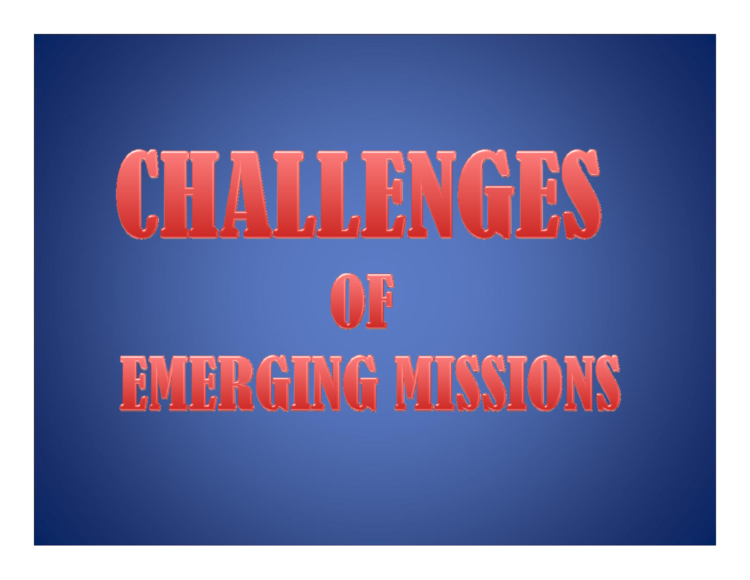# CHALLENGES OF EMERGING MISSIONS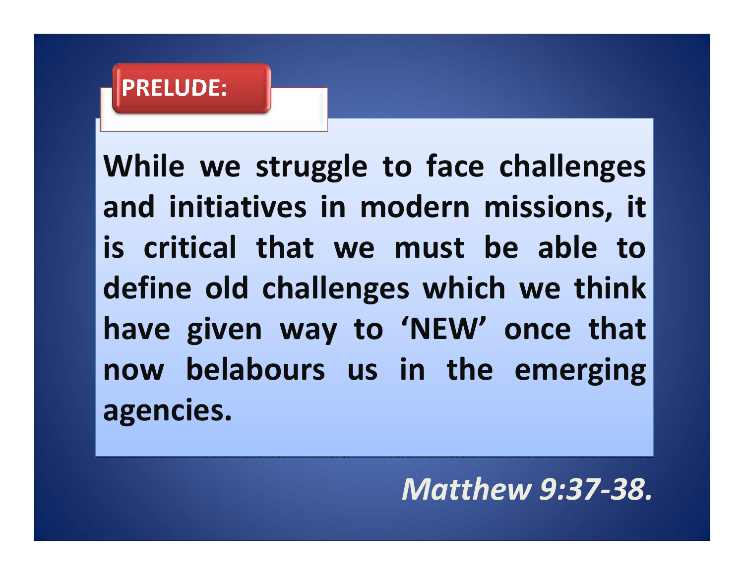## PRELUDE:

**While we struggle to face challenges and initiatives in modern missions, it is critical that we must be able to define old challenges which we think have given way to 'NEW' once that now belabours us in the emerging agencies.**

***Matthew 9:37-38.***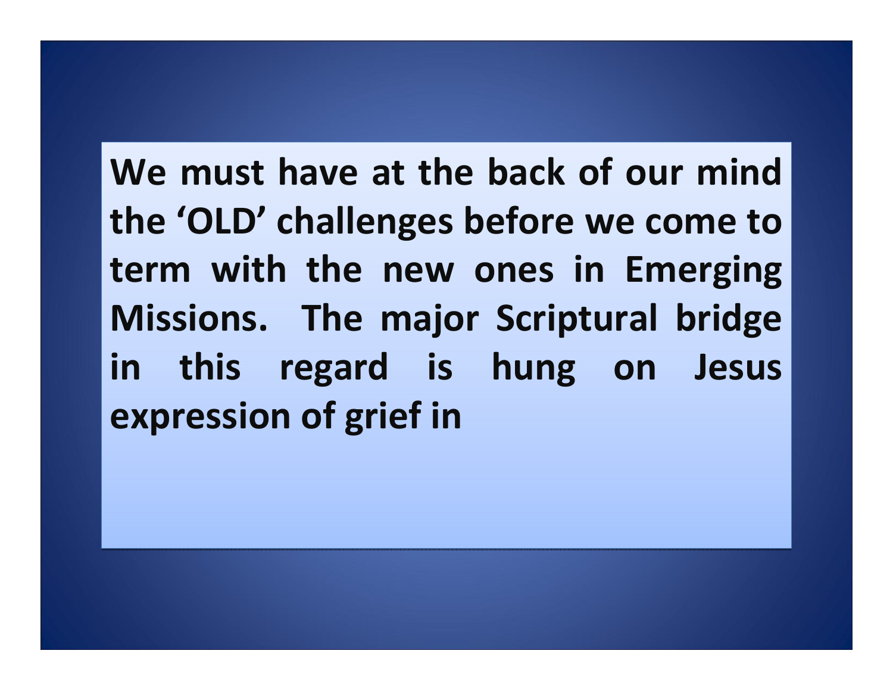**We must have at the back of our mind the 'OLD' challenges before we come to term with the new ones in Emerging Missions. The major Scriptural bridge in this regard is hung on Jesus expression of grief in**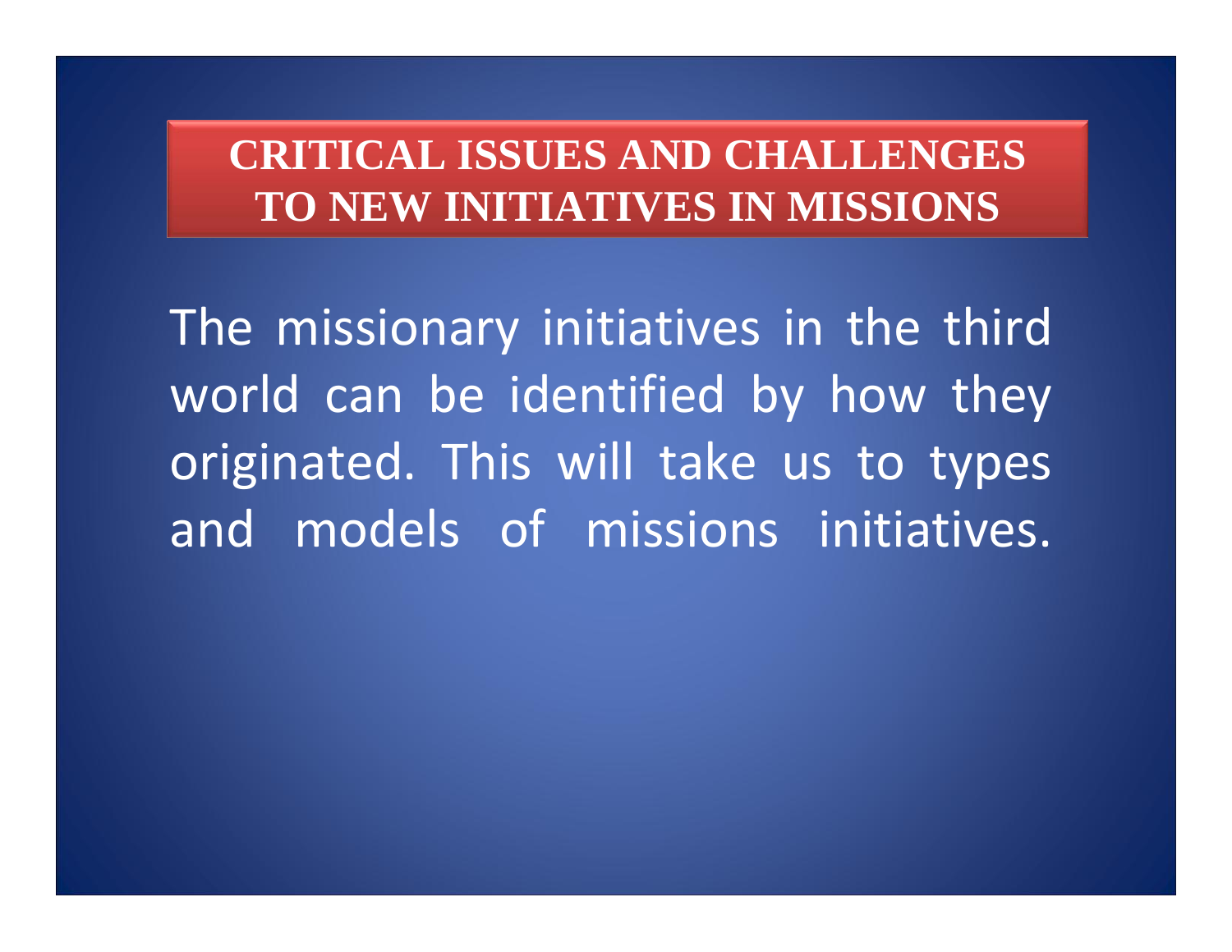## CRITICAL ISSUES AND CHALLENGES TO NEW INITIATIVES IN MISSIONS

The missionary initiatives in the third world can be identified by how they originated. This will take us to types and models of missions initiatives.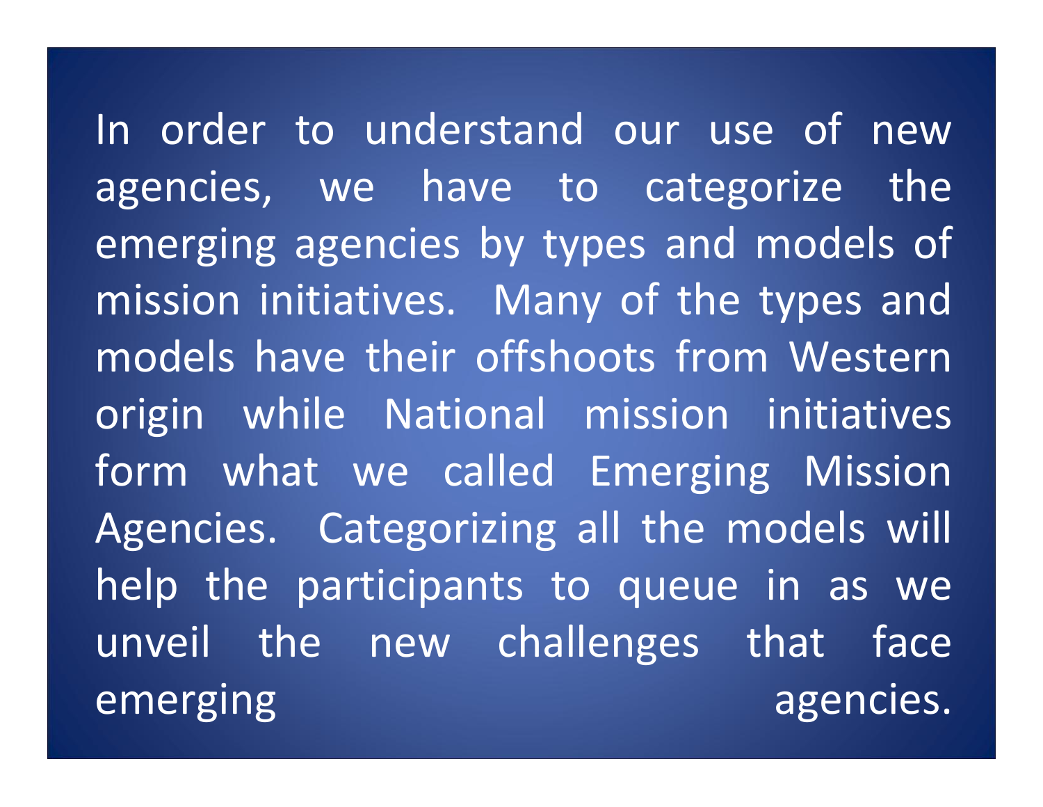In order to understand our use of new agencies, we have to categorize the emerging agencies by types and models of mission initiatives. Many of the types and models have their offshoots from Western origin while National mission initiatives form what we called Emerging Mission Agencies. Categorizing all the models will help the participants to queue in as we unveil the new challenges that face emerging agencies.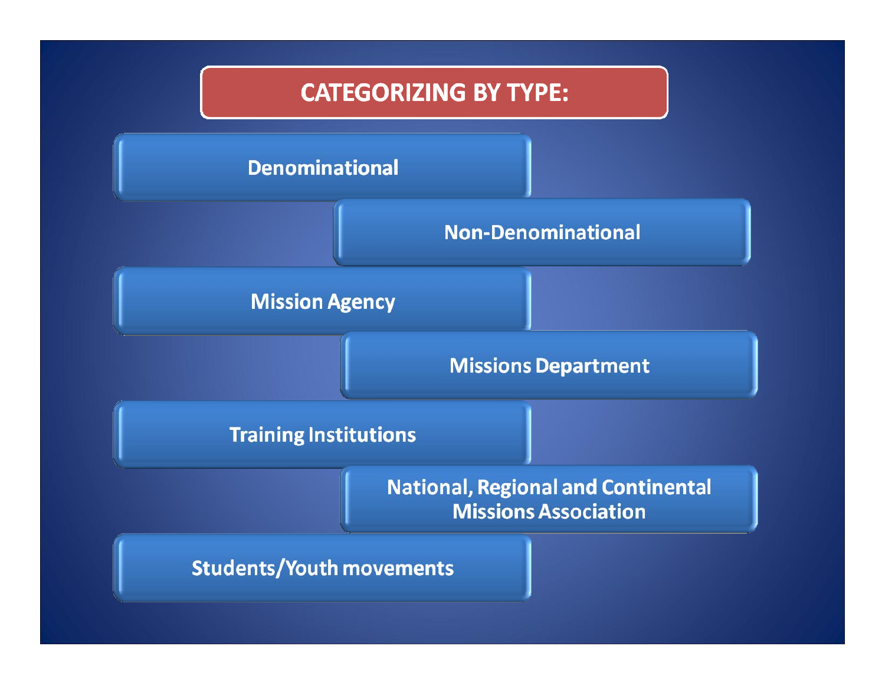# CATEGORIZING BY TYPE:

- Denominational
- Non-Denominational
- Mission Agency
- Missions Department
- Training Institutions
- National, Regional and Continental Missions Association
- Students/Youth movements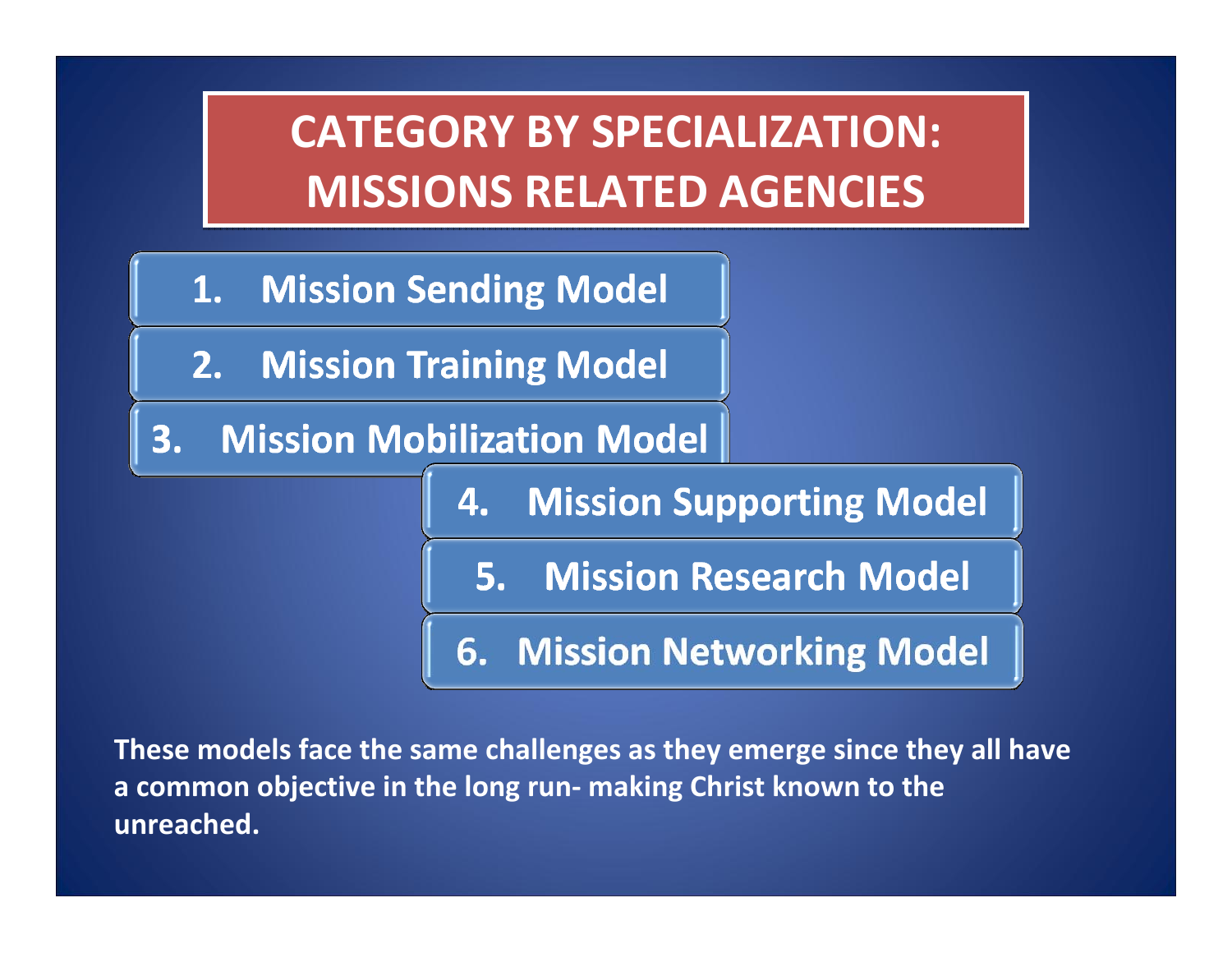# CATEGORY BY SPECIALIZATION: MISSIONS RELATED AGENCIES

1. Mission Sending Model
2. Mission Training Model
3. Mission Mobilization Model
4. Mission Supporting Model
5. Mission Research Model
6. Mission Networking Model

**These models face the same challenges as they emerge since they all have a common objective in the long run- making Christ known to the unreached.**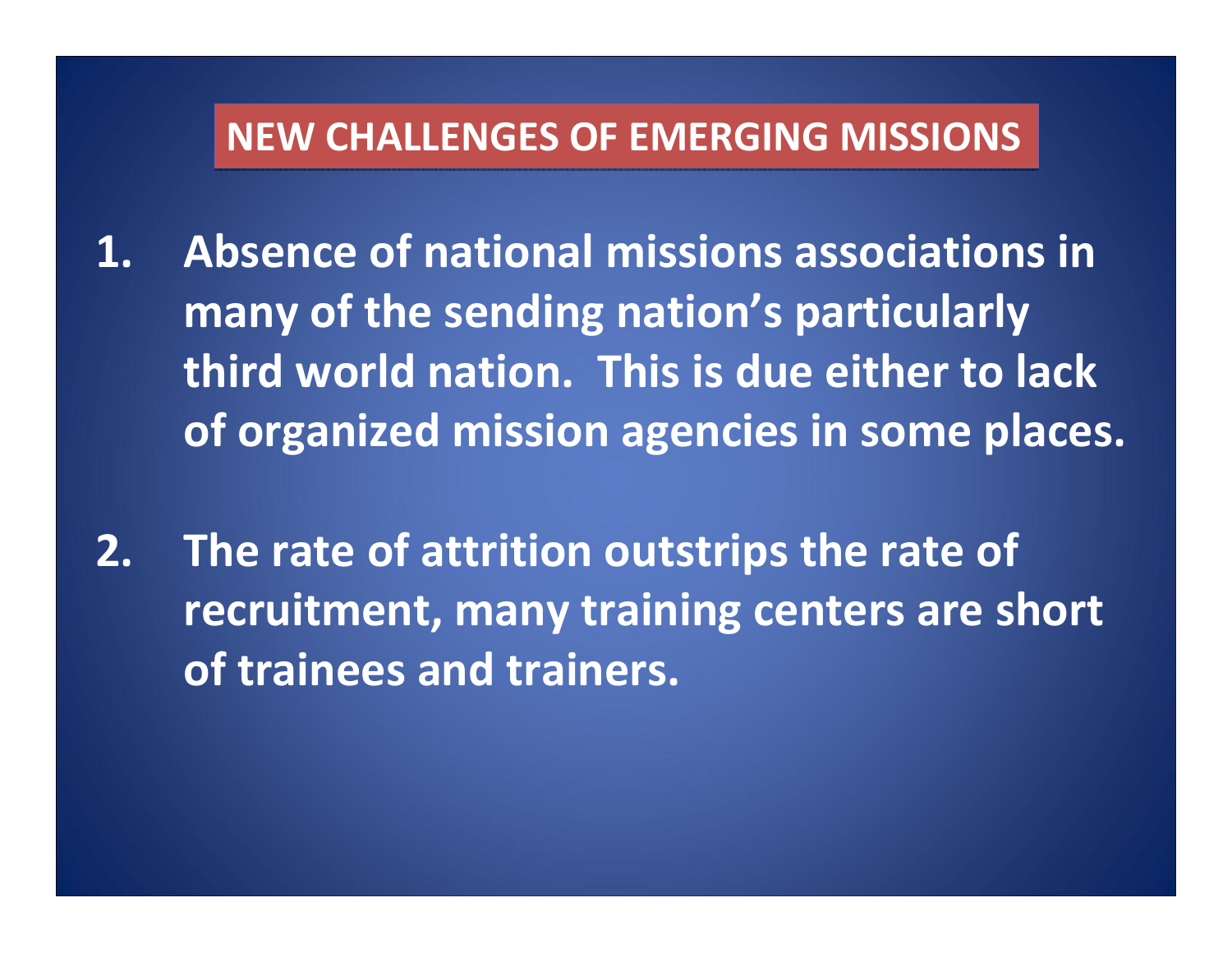# NEW CHALLENGES OF EMERGING MISSIONS

1. **Absence of national missions associations in many of the sending nation's particularly third world nation. This is due either to lack of organized mission agencies in some places.**

2. **The rate of attrition outstrips the rate of recruitment, many training centers are short of trainees and trainers.**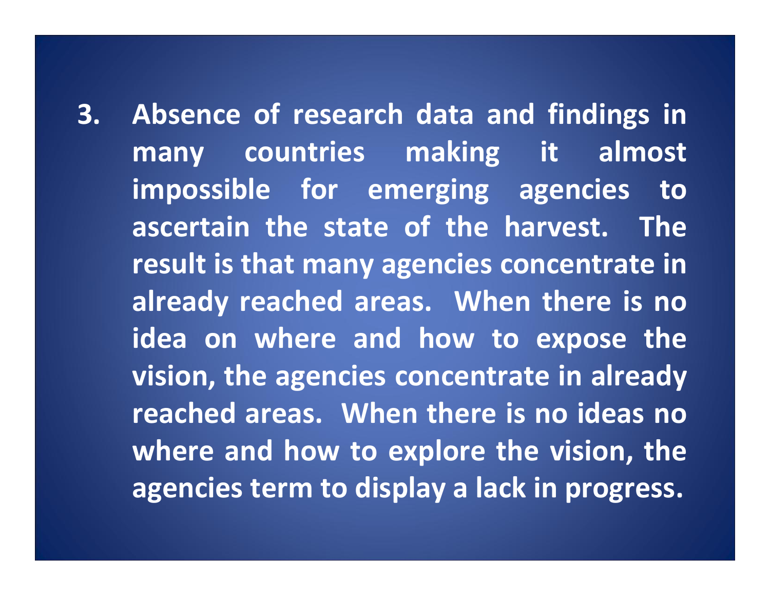3. **Absence of research data and findings in many countries making it almost impossible for emerging agencies to ascertain the state of the harvest. The result is that many agencies concentrate in already reached areas. When there is no idea on where and how to expose the vision, the agencies concentrate in already reached areas. When there is no ideas no where and how to explore the vision, the agencies term to display a lack in progress.**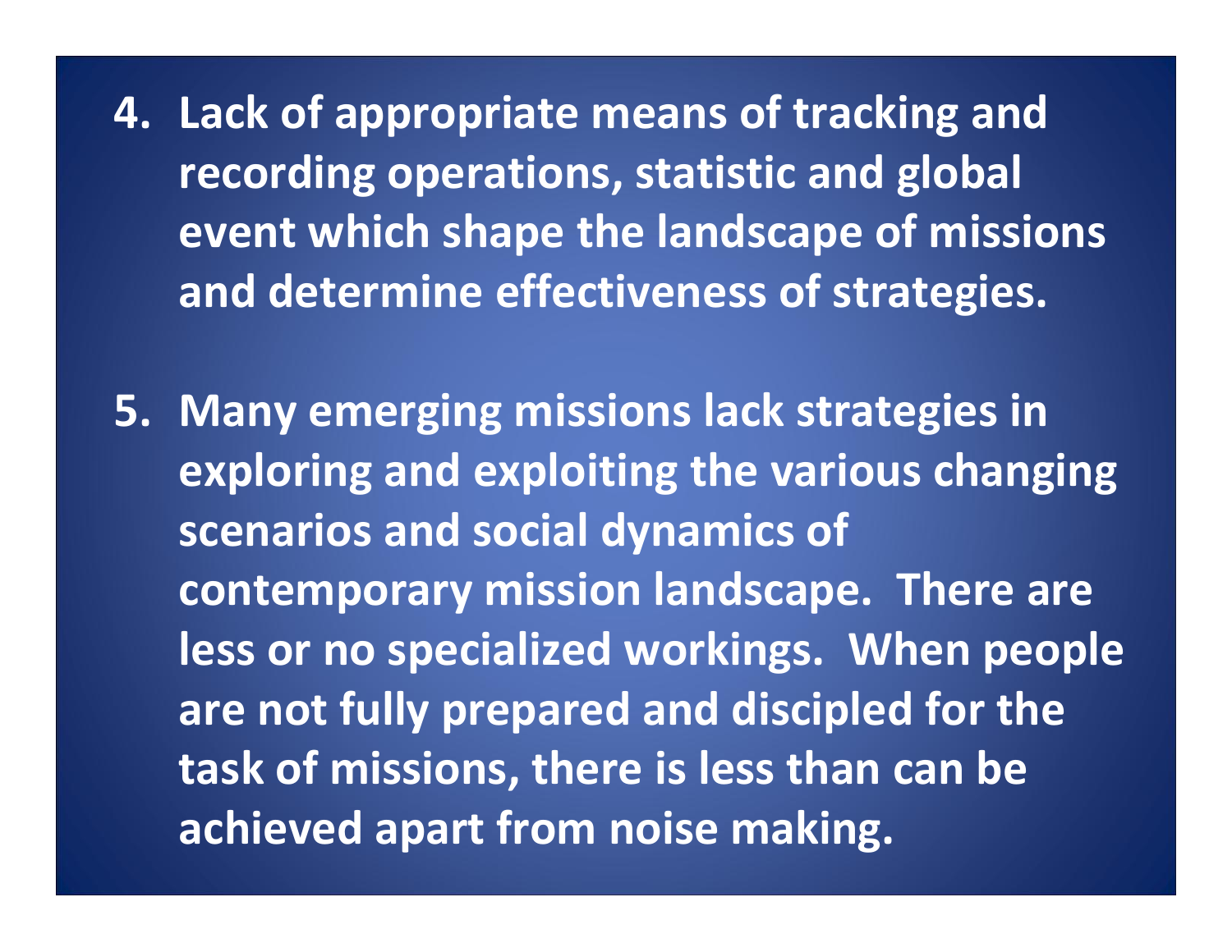4. **Lack of appropriate means of tracking and recording operations, statistic and global event which shape the landscape of missions and determine effectiveness of strategies.**

5. **Many emerging missions lack strategies in exploring and exploiting the various changing scenarios and social dynamics of contemporary mission landscape. There are less or no specialized workings. When people are not fully prepared and discipled for the task of missions, there is less than can be achieved apart from noise making.**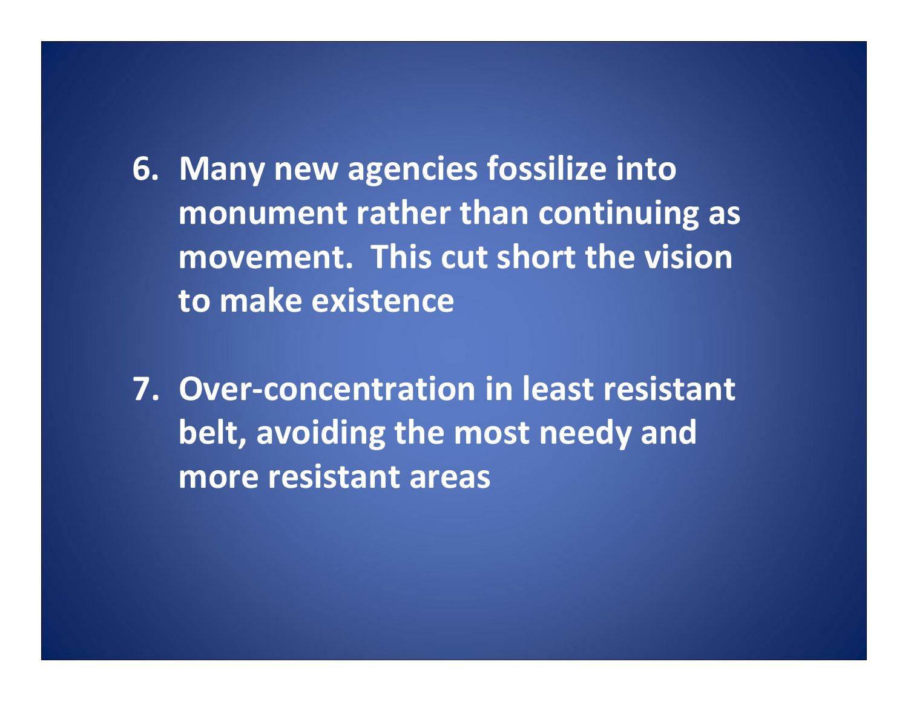6. **Many new agencies fossilize into monument rather than continuing as movement. This cut short the vision to make existence**

7. **Over-concentration in least resistant belt, avoiding the most needy and more resistant areas**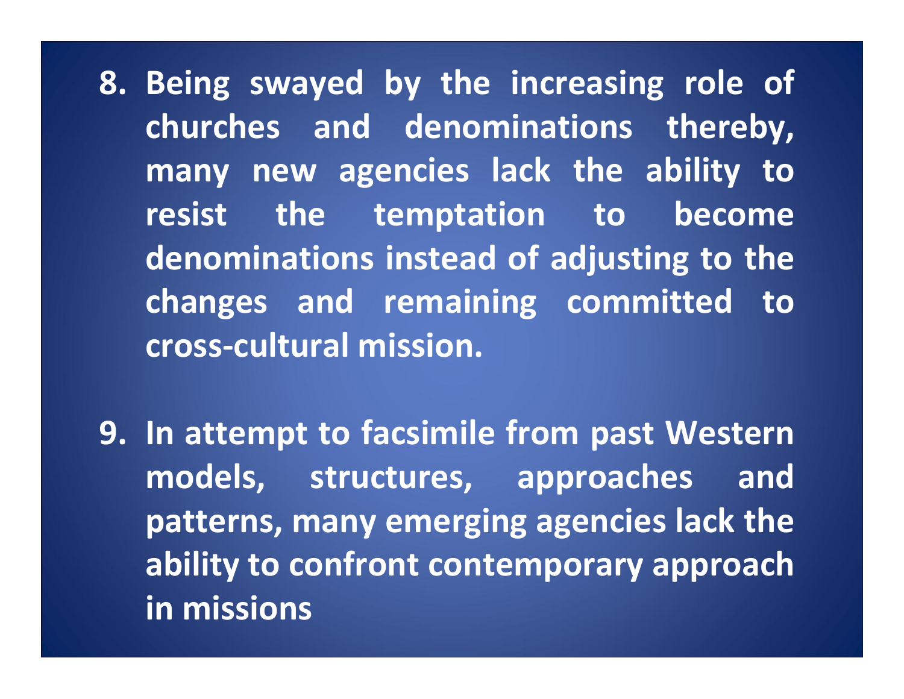8. **Being swayed by the increasing role of churches and denominations thereby, many new agencies lack the ability to resist the temptation to become denominations instead of adjusting to the changes and remaining committed to cross-cultural mission.**

9. **In attempt to facsimile from past Western models, structures, approaches and patterns, many emerging agencies lack the ability to confront contemporary approach in missions**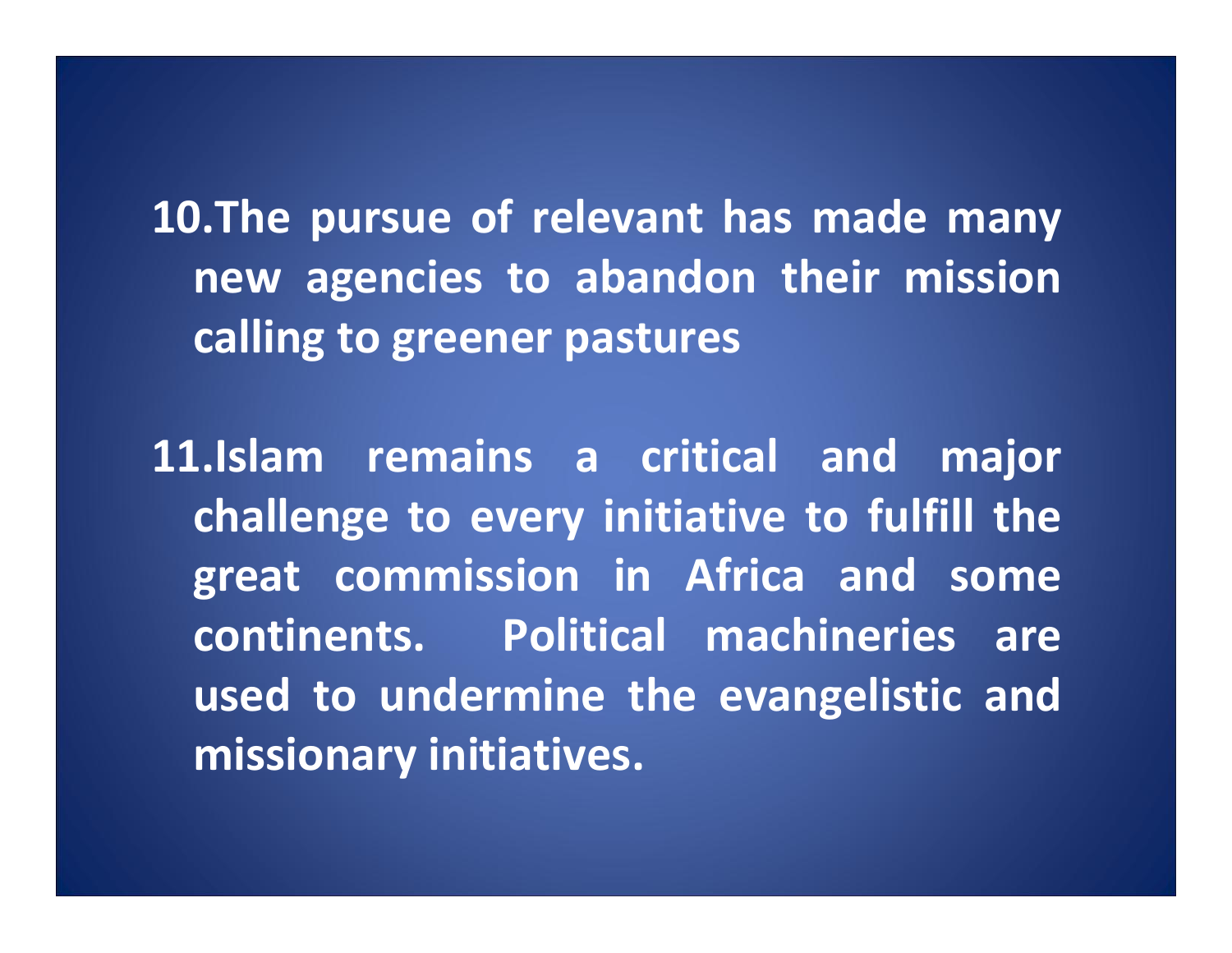10. The pursue of relevant has made many new agencies to abandon their mission calling to greener pastures

11. Islam remains a critical and major challenge to every initiative to fulfill the great commission in Africa and some continents. Political machineries are used to undermine the evangelistic and missionary initiatives.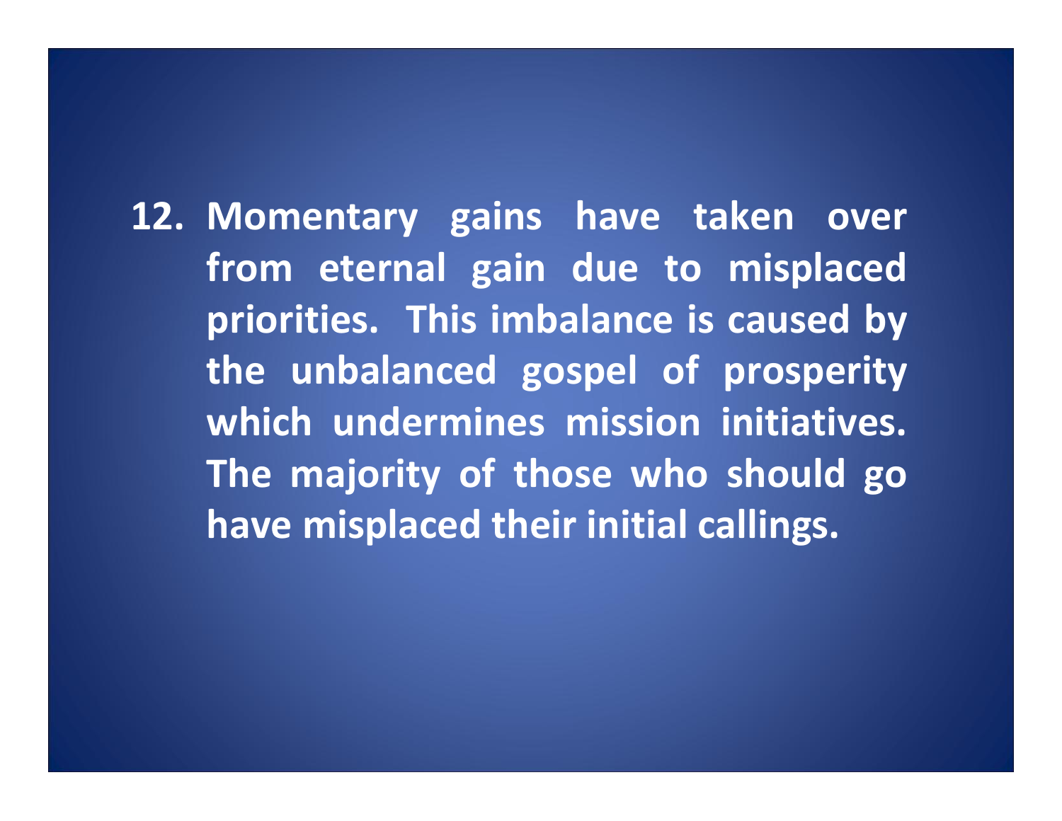12. **Momentary gains have taken over from eternal gain due to misplaced priorities. This imbalance is caused by the unbalanced gospel of prosperity which undermines mission initiatives. The majority of those who should go have misplaced their initial callings.**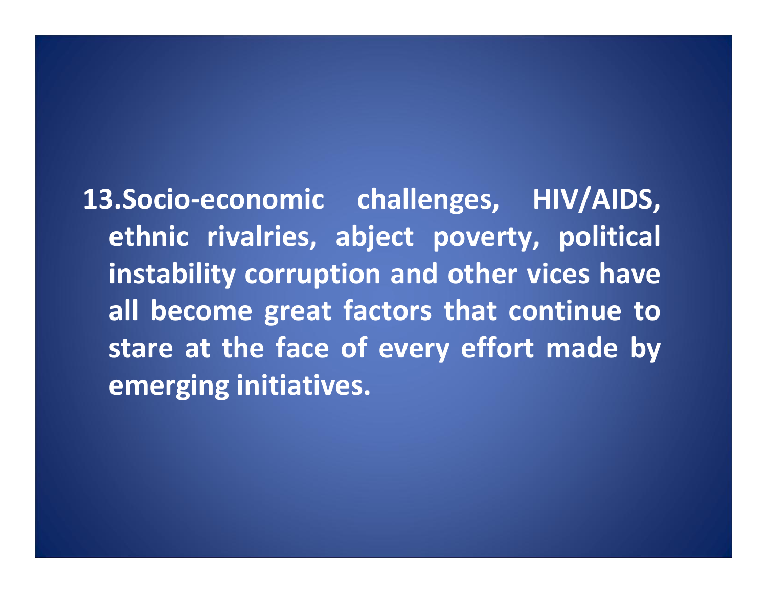13. **Socio-economic challenges, HIV/AIDS, ethnic rivalries, abject poverty, political instability corruption and other vices have all become great factors that continue to stare at the face of every effort made by emerging initiatives.**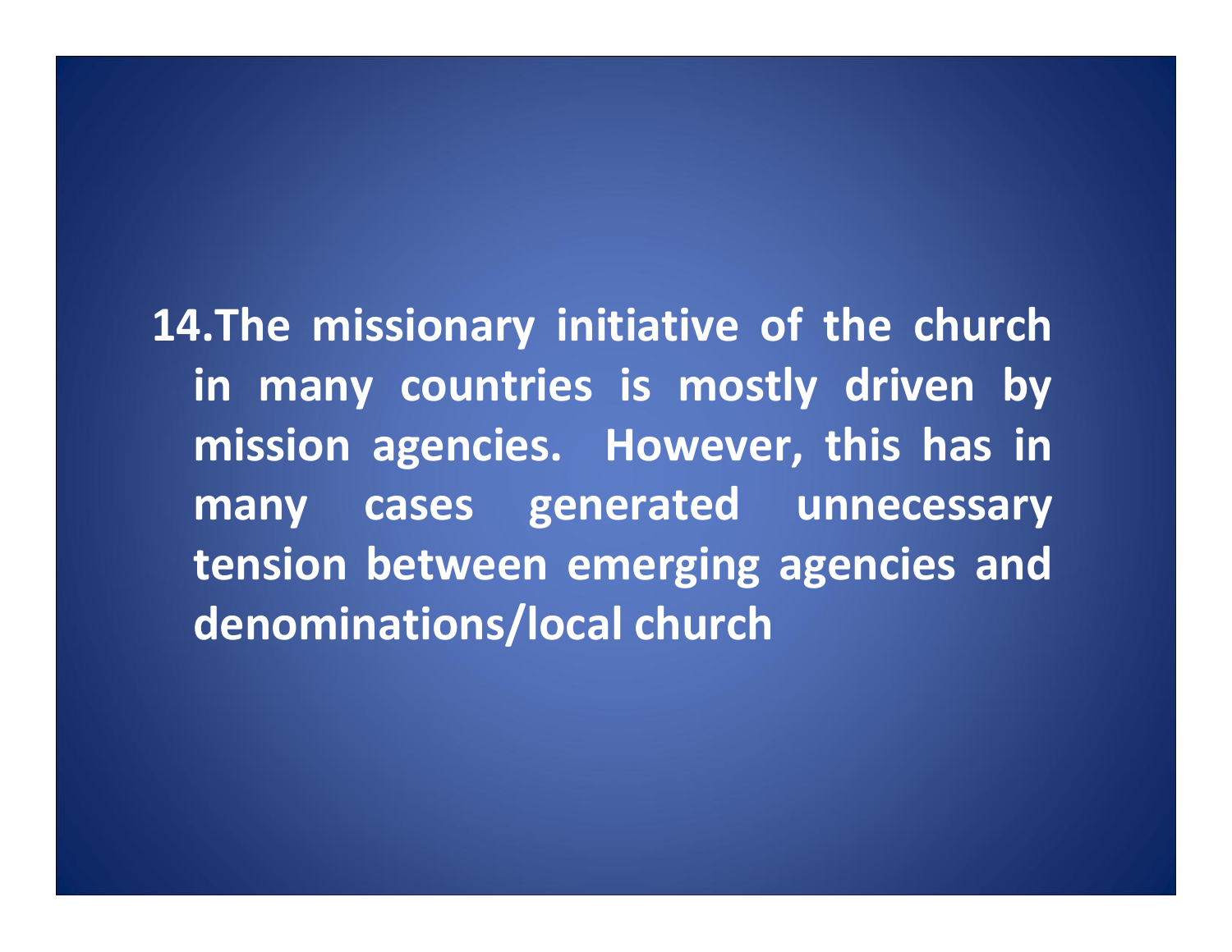**14. The missionary initiative of the church in many countries is mostly driven by mission agencies. However, this has in many cases generated unnecessary tension between emerging agencies and denominations/local church**